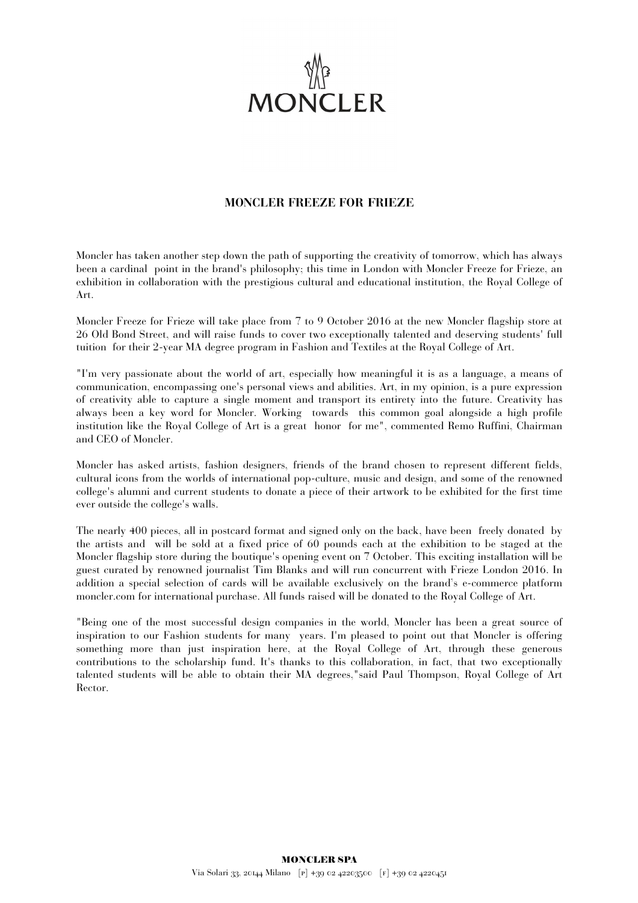# MONCLER FREEZE FOR FRIEZE

Moncler has taken another step down the path of supporting the creativity of tomorrow, which has always been a cardinal point in the brand's philosophy; this time in London with Moncler Freeze for Frieze, an exhibition in collaboration with the prestigious cultural and educational institution, the Royal College of Art.

Moncler Freeze for Frieze will take place from 7 to 9 October 2016 at the new Moncler flagship store at 26 Old Bond Street, and will raise funds to cover two exceptionally talented and deserving students' full tuition for their 2-year MA degree program in Fashion and Textiles at the Royal College of Art.

"I'm very passionate about the world of art, especially how meaningful it is as a language, a means of communication, encompassing one's personal views and abilities. Art, in my opinion, is a pure expression of creativity able to capture a single moment and transport its entirety into the future. Creativity has always been a key word for Moncler. Working towards this common goal alongside a high profile institution like the Royal College of Art is a great honor for me", commented Remo Ruffini, Chairman and CEO of Moncler.

Moncler has asked artists, fashion designers, friends of the brand chosen to represent different fields, cultural icons from the worlds of international pop-culture, music and design, and some of the renowned college's alumni and current students to donate a piece of their artwork to be exhibited for the first time ever outside the college's walls.

The nearly 400 pieces, all in postcard format and signed only on the back, have been freely donated by the artists and will be sold at a fixed price of 60 pounds each at the exhibition to be staged at the Moncler flagship store during the boutique's opening event on 7 October. This exciting installation will be guest curated by renowned journalist Tim Blanks and will run concurrent with Frieze London 2016. In addition a special selection of cards will be available exclusively on the brand's e-commerce platform moncler.com for international purchase. All funds raised will be donated to the Royal College of Art.

"Being one of the most successful design companies in the world, Moncler has been a great source of inspiration to our Fashion students for many years. I'm pleased to point out that Moncler is offering something more than just inspiration here, at the Royal College of Art, through these generous contributions to the scholarship fund. It's thanks to this collaboration, in fact, that two exceptionally talented students will be able to obtain their MA degrees,"said Paul Thompson, Royal College of Art Rector.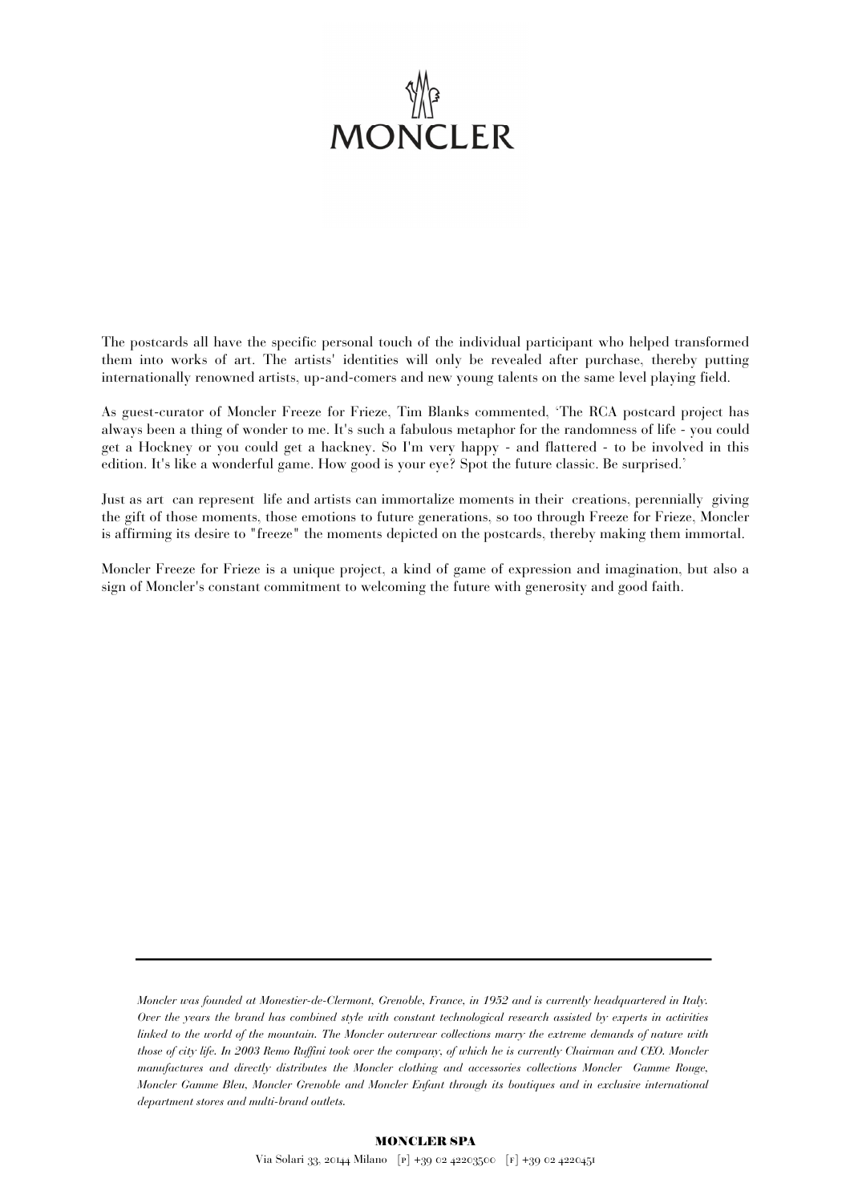The postcards all have the specific personal touch of the individual participant who helped transformed them into works of art. The artists' identities will only be revealed after purchase, thereby putting internationally renowned artists, up-and-comers and new young talents on the same level playing field.

As guest-curator of Moncler Freeze for Frieze, Tim Blanks commented, 'The RCA postcard project has always been a thing of wonder to me. It's such a fabulous metaphor for the randomness of life - you could get a Hockney or you could get a hackney. So I'm very happy - and flattered - to be involved in this edition. It's like a wonderful game. How good is your eye? Spot the future classic. Be surprised.'

Just as art can represent life and artists can immortalize moments in their creations, perennially giving the gift of those moments, those emotions to future generations, so too through Freeze for Frieze, Moncler is affirming its desire to "freeze" the moments depicted on the postcards, thereby making them immortal.

Moncler Freeze for Frieze is a unique project, a kind of game of expression and imagination, but also a sign of Moncler's constant commitment to welcoming the future with generosity and good faith.

---

*Moncler was founded at Monestier-de-Clermont, Grenoble, France, in 1952 and is currently headquartered in Italy. Over the years the brand has combined style with constant technological research assisted by experts in activities linked to the world of the mountain. The Moncler outerwear collections marry the extreme demands of nature with those of city life. In 2003 Remo Ruffini took over the company, of which he is currently Chairman and CEO. Moncler manufactures and directly distributes the Moncler clothing and accessories collections Moncler Gamme Rouge, Moncler Gamme Bleu, Moncler Grenoble and Moncler Enfant through its boutiques and in exclusive international department stores and multi-brand outlets.*

**MONCLER SPA**

Via Solari 33, 20144 Milano [P] +39 02 42203500 [F] +39 02 4220451